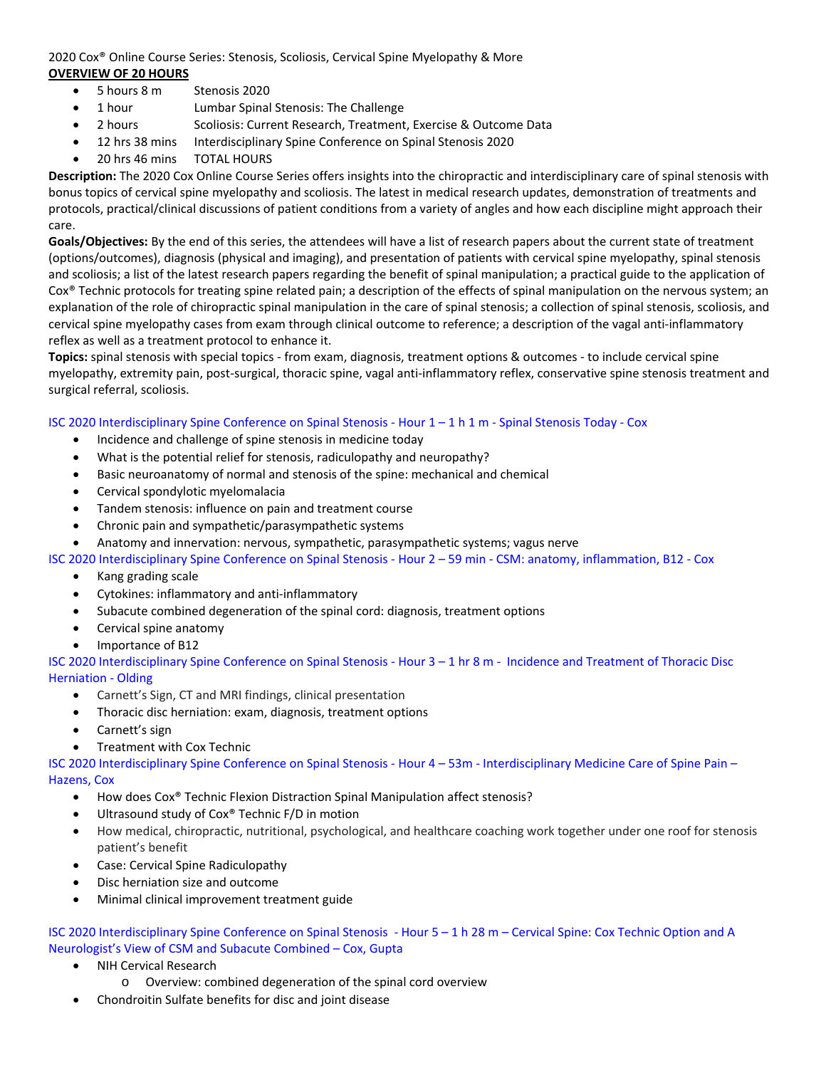2020 Cox® Online Course Series: Stenosis, Scoliosis, Cervical Spine Myelopathy & More

**OVERVIEW OF 20 HOURS**

- 5 hours 8 m   Stenosis 2020
- 1 hour   Lumbar Spinal Stenosis: The Challenge
- 2 hours   Scoliosis: Current Research, Treatment, Exercise & Outcome Data
- 12 hrs 38 mins   Interdisciplinary Spine Conference on Spinal Stenosis 2020
- 20 hrs 46 mins   TOTAL HOURS

**Description:** The 2020 Cox Online Course Series offers insights into the chiropractic and interdisciplinary care of spinal stenosis with bonus topics of cervical spine myelopathy and scoliosis. The latest in medical research updates, demonstration of treatments and protocols, practical/clinical discussions of patient conditions from a variety of angles and how each discipline might approach their care.

**Goals/Objectives:** By the end of this series, the attendees will have a list of research papers about the current state of treatment (options/outcomes), diagnosis (physical and imaging), and presentation of patients with cervical spine myelopathy, spinal stenosis and scoliosis; a list of the latest research papers regarding the benefit of spinal manipulation; a practical guide to the application of Cox® Technic protocols for treating spine related pain; a description of the effects of spinal manipulation on the nervous system; an explanation of the role of chiropractic spinal manipulation in the care of spinal stenosis; a collection of spinal stenosis, scoliosis, and cervical spine myelopathy cases from exam through clinical outcome to reference; a description of the vagal anti-inflammatory reflex as well as a treatment protocol to enhance it.

**Topics:** spinal stenosis with special topics - from exam, diagnosis, treatment options & outcomes - to include cervical spine myelopathy, extremity pain, post-surgical, thoracic spine, vagal anti-inflammatory reflex, conservative spine stenosis treatment and surgical referral, scoliosis.

ISC 2020 Interdisciplinary Spine Conference on Spinal Stenosis - Hour 1 – 1 h 1 m - Spinal Stenosis Today - Cox

- Incidence and challenge of spine stenosis in medicine today
- What is the potential relief for stenosis, radiculopathy and neuropathy?
- Basic neuroanatomy of normal and stenosis of the spine: mechanical and chemical
- Cervical spondylotic myelomalacia
- Tandem stenosis: influence on pain and treatment course
- Chronic pain and sympathetic/parasympathetic systems
- Anatomy and innervation: nervous, sympathetic, parasympathetic systems; vagus nerve

ISC 2020 Interdisciplinary Spine Conference on Spinal Stenosis - Hour 2 – 59 min - CSM: anatomy, inflammation, B12 - Cox

- Kang grading scale
- Cytokines: inflammatory and anti-inflammatory
- Subacute combined degeneration of the spinal cord: diagnosis, treatment options
- Cervical spine anatomy
- Importance of B12

ISC 2020 Interdisciplinary Spine Conference on Spinal Stenosis - Hour 3 – 1 hr 8 m - Incidence and Treatment of Thoracic Disc Herniation - Olding

- Carnett's Sign, CT and MRI findings, clinical presentation
- Thoracic disc herniation: exam, diagnosis, treatment options
- Carnett's sign
- Treatment with Cox Technic

ISC 2020 Interdisciplinary Spine Conference on Spinal Stenosis - Hour 4 – 53m - Interdisciplinary Medicine Care of Spine Pain – Hazens, Cox

- How does Cox® Technic Flexion Distraction Spinal Manipulation affect stenosis?
- Ultrasound study of Cox® Technic F/D in motion
- How medical, chiropractic, nutritional, psychological, and healthcare coaching work together under one roof for stenosis patient's benefit
- Case: Cervical Spine Radiculopathy
- Disc herniation size and outcome
- Minimal clinical improvement treatment guide

ISC 2020 Interdisciplinary Spine Conference on Spinal Stenosis - Hour 5 – 1 h 28 m – Cervical Spine: Cox Technic Option and A Neurologist's View of CSM and Subacute Combined – Cox, Gupta

- NIH Cervical Research
  - Overview: combined degeneration of the spinal cord overview
- Chondroitin Sulfate benefits for disc and joint disease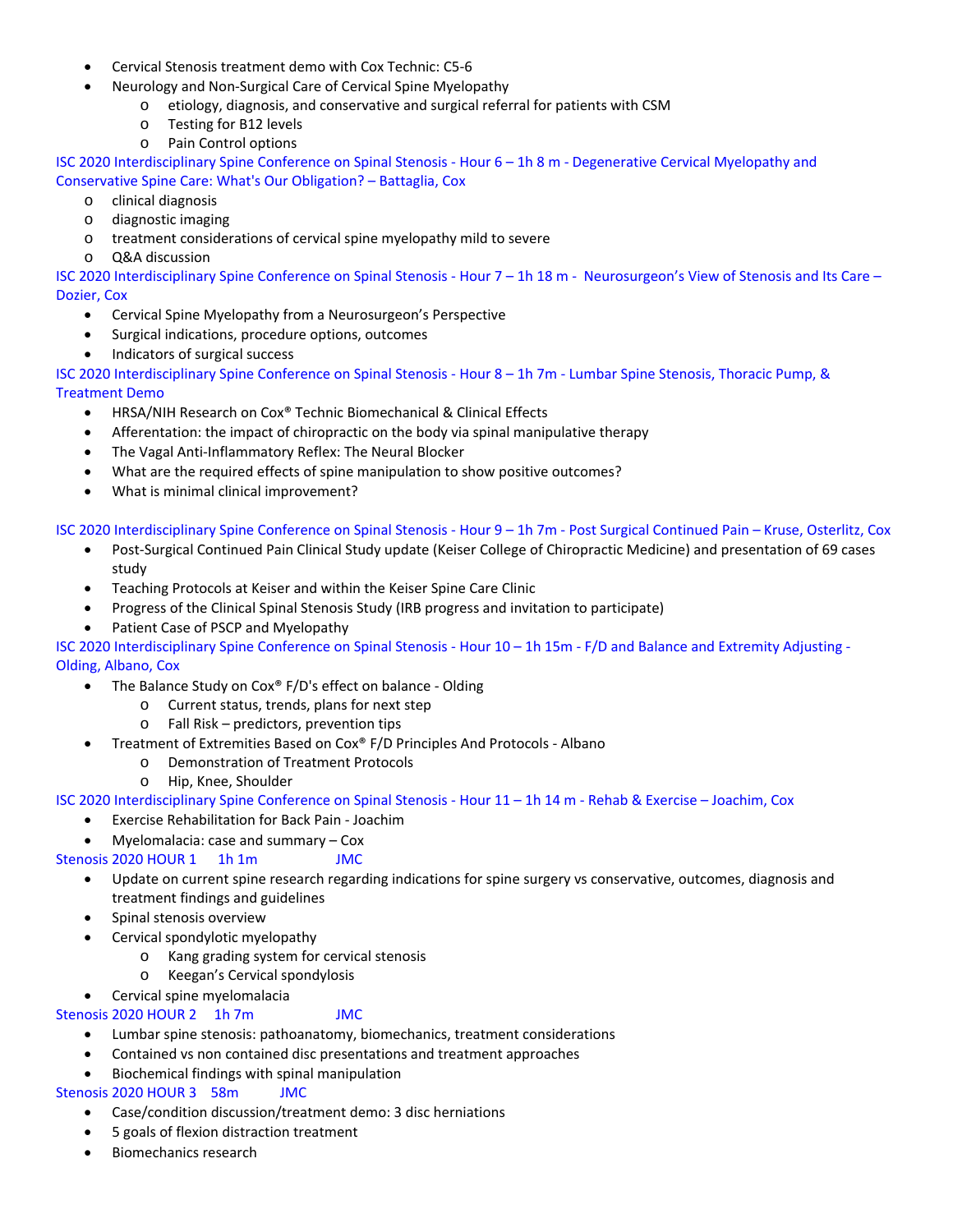- Cervical Stenosis treatment demo with Cox Technic: C5-6
- Neurology and Non-Surgical Care of Cervical Spine Myelopathy
  - etiology, diagnosis, and conservative and surgical referral for patients with CSM
  - Testing for B12 levels
  - Pain Control options

ISC 2020 Interdisciplinary Spine Conference on Spinal Stenosis - Hour 6 – 1h 8 m - Degenerative Cervical Myelopathy and Conservative Spine Care: What's Our Obligation? – Battaglia, Cox

- clinical diagnosis
- diagnostic imaging
- treatment considerations of cervical spine myelopathy mild to severe
- Q&A discussion

ISC 2020 Interdisciplinary Spine Conference on Spinal Stenosis - Hour 7 – 1h 18 m - Neurosurgeon's View of Stenosis and Its Care – Dozier, Cox

- Cervical Spine Myelopathy from a Neurosurgeon's Perspective
- Surgical indications, procedure options, outcomes
- Indicators of surgical success

ISC 2020 Interdisciplinary Spine Conference on Spinal Stenosis - Hour 8 – 1h 7m - Lumbar Spine Stenosis, Thoracic Pump, & Treatment Demo

- HRSA/NIH Research on Cox® Technic Biomechanical & Clinical Effects
- Afferentation: the impact of chiropractic on the body via spinal manipulative therapy
- The Vagal Anti-Inflammatory Reflex: The Neural Blocker
- What are the required effects of spine manipulation to show positive outcomes?
- What is minimal clinical improvement?

ISC 2020 Interdisciplinary Spine Conference on Spinal Stenosis - Hour 9 – 1h 7m - Post Surgical Continued Pain – Kruse, Osterlitz, Cox

- Post-Surgical Continued Pain Clinical Study update (Keiser College of Chiropractic Medicine) and presentation of 69 cases study
- Teaching Protocols at Keiser and within the Keiser Spine Care Clinic
- Progress of the Clinical Spinal Stenosis Study (IRB progress and invitation to participate)
- Patient Case of PSCP and Myelopathy

ISC 2020 Interdisciplinary Spine Conference on Spinal Stenosis - Hour 10 – 1h 15m - F/D and Balance and Extremity Adjusting - Olding, Albano, Cox

- The Balance Study on Cox® F/D's effect on balance - Olding
  - Current status, trends, plans for next step
  - Fall Risk – predictors, prevention tips
- Treatment of Extremities Based on Cox® F/D Principles And Protocols - Albano
  - Demonstration of Treatment Protocols
  - Hip, Knee, Shoulder

ISC 2020 Interdisciplinary Spine Conference on Spinal Stenosis - Hour 11 – 1h 14 m - Rehab & Exercise – Joachim, Cox

- Exercise Rehabilitation for Back Pain - Joachim
- Myelomalacia: case and summary – Cox

Stenosis 2020 HOUR 1 1h 1m JMC

- Update on current spine research regarding indications for spine surgery vs conservative, outcomes, diagnosis and treatment findings and guidelines
- Spinal stenosis overview
- Cervical spondylotic myelopathy
  - Kang grading system for cervical stenosis
  - Keegan's Cervical spondylosis
- Cervical spine myelomalacia

Stenosis 2020 HOUR 2 1h 7m JMC

- Lumbar spine stenosis: pathoanatomy, biomechanics, treatment considerations
- Contained vs non contained disc presentations and treatment approaches
- Biochemical findings with spinal manipulation

Stenosis 2020 HOUR 3 58m JMC

- Case/condition discussion/treatment demo: 3 disc herniations
- 5 goals of flexion distraction treatment
- Biomechanics research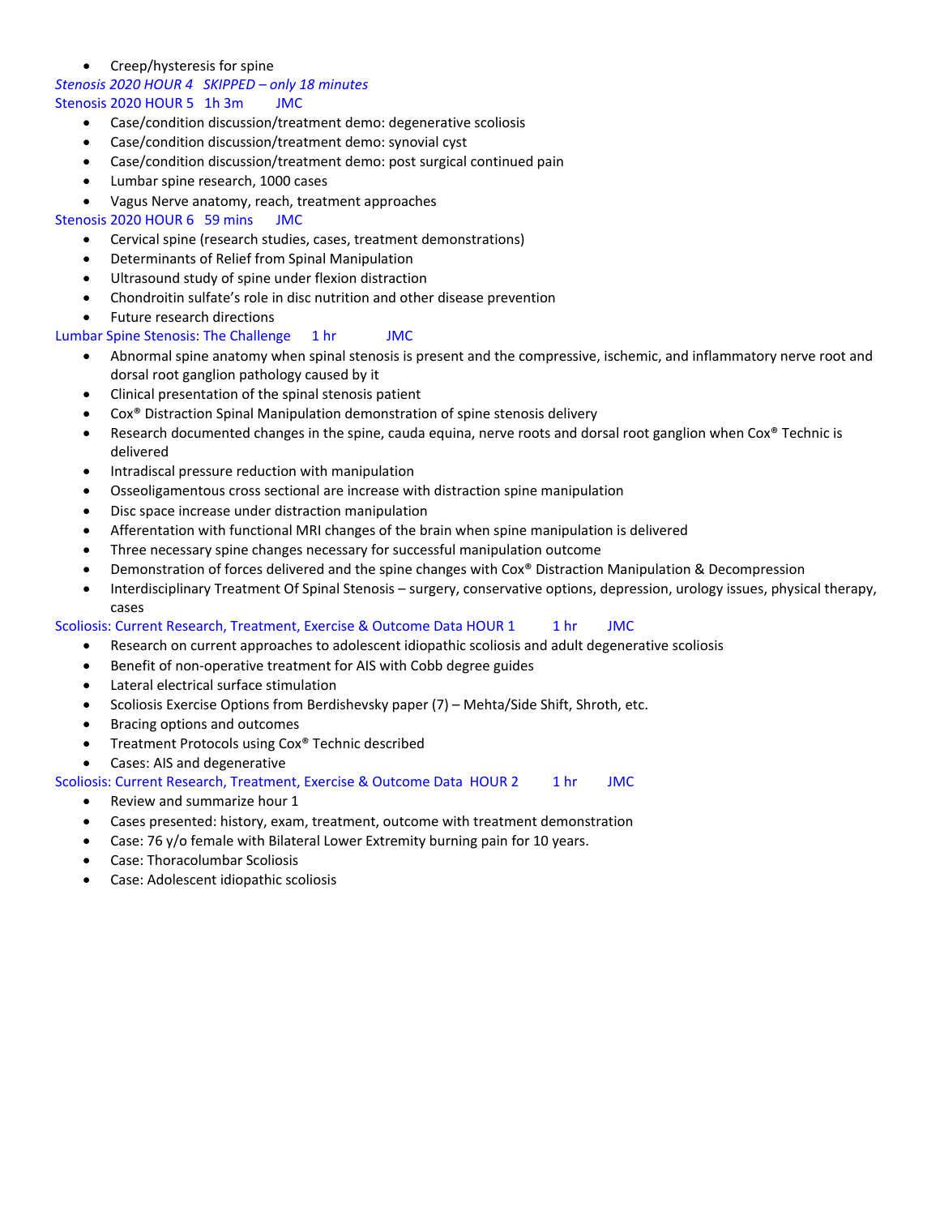- Creep/hysteresis for spine

*Stenosis 2020 HOUR 4 SKIPPED – only 18 minutes*

Stenosis 2020 HOUR 5 1h 3m JMC

- Case/condition discussion/treatment demo: degenerative scoliosis
- Case/condition discussion/treatment demo: synovial cyst
- Case/condition discussion/treatment demo: post surgical continued pain
- Lumbar spine research, 1000 cases
- Vagus Nerve anatomy, reach, treatment approaches

Stenosis 2020 HOUR 6 59 mins JMC

- Cervical spine (research studies, cases, treatment demonstrations)
- Determinants of Relief from Spinal Manipulation
- Ultrasound study of spine under flexion distraction
- Chondroitin sulfate's role in disc nutrition and other disease prevention
- Future research directions

Lumbar Spine Stenosis: The Challenge 1 hr JMC

- Abnormal spine anatomy when spinal stenosis is present and the compressive, ischemic, and inflammatory nerve root and dorsal root ganglion pathology caused by it
- Clinical presentation of the spinal stenosis patient
- Cox® Distraction Spinal Manipulation demonstration of spine stenosis delivery
- Research documented changes in the spine, cauda equina, nerve roots and dorsal root ganglion when Cox® Technic is delivered
- Intradiscal pressure reduction with manipulation
- Osseoligamentous cross sectional are increase with distraction spine manipulation
- Disc space increase under distraction manipulation
- Afferentation with functional MRI changes of the brain when spine manipulation is delivered
- Three necessary spine changes necessary for successful manipulation outcome
- Demonstration of forces delivered and the spine changes with Cox® Distraction Manipulation & Decompression
- Interdisciplinary Treatment Of Spinal Stenosis – surgery, conservative options, depression, urology issues, physical therapy, cases

Scoliosis: Current Research, Treatment, Exercise & Outcome Data HOUR 1 1 hr JMC

- Research on current approaches to adolescent idiopathic scoliosis and adult degenerative scoliosis
- Benefit of non-operative treatment for AIS with Cobb degree guides
- Lateral electrical surface stimulation
- Scoliosis Exercise Options from Berdishevsky paper (7) – Mehta/Side Shift, Shroth, etc.
- Bracing options and outcomes
- Treatment Protocols using Cox® Technic described
- Cases: AIS and degenerative

Scoliosis: Current Research, Treatment, Exercise & Outcome Data HOUR 2 1 hr JMC

- Review and summarize hour 1
- Cases presented: history, exam, treatment, outcome with treatment demonstration
- Case: 76 y/o female with Bilateral Lower Extremity burning pain for 10 years.
- Case: Thoracolumbar Scoliosis
- Case: Adolescent idiopathic scoliosis